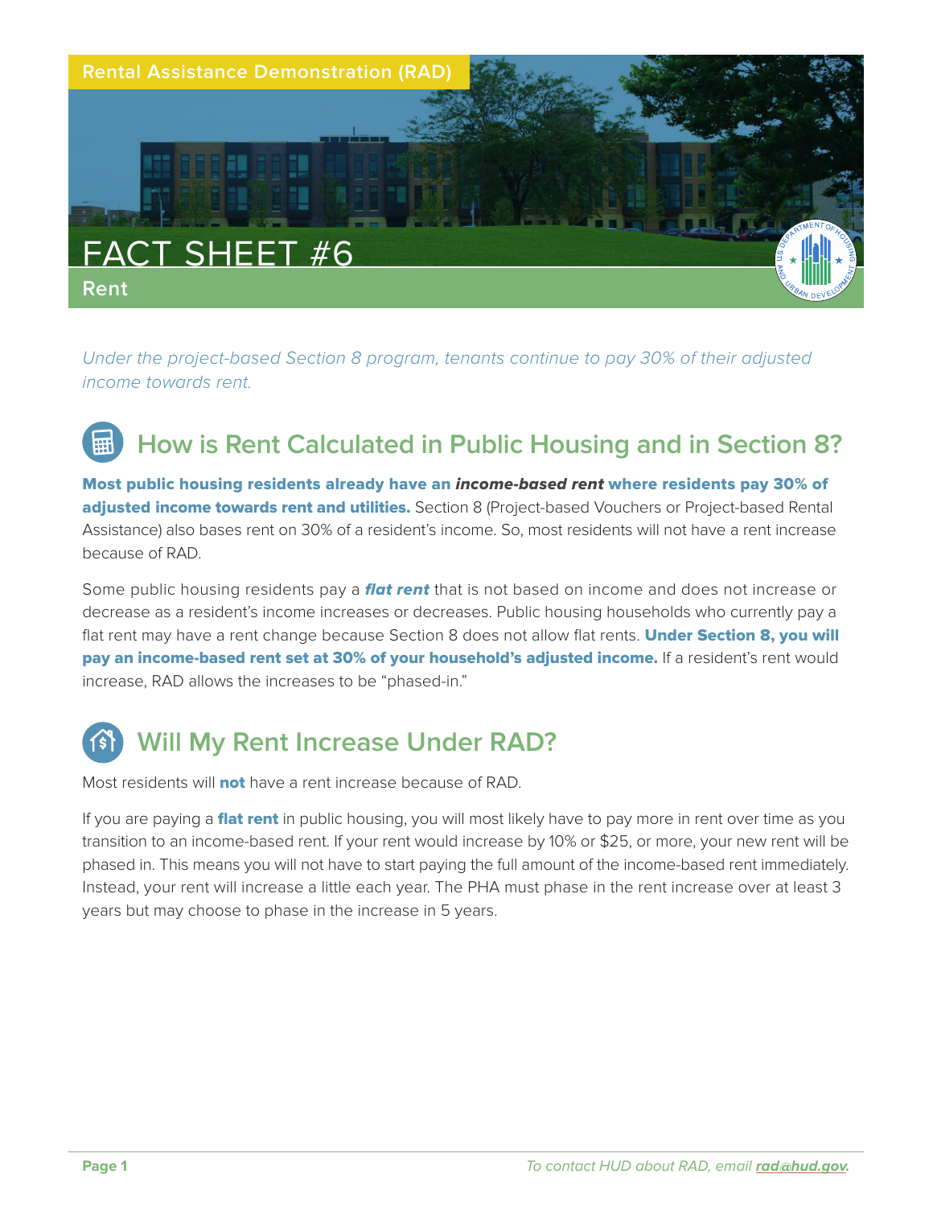Rental Assistance Demonstration (RAD)

# FACT SHEET #6

## Rent

*Under the project-based Section 8 program, tenants continue to pay 30% of their adjusted income towards rent.*

## How is Rent Calculated in Public Housing and in Section 8?

**Most public housing residents already have an *income-based rent* where residents pay 30% of adjusted income towards rent and utilities.** Section 8 (Project-based Vouchers or Project-based Rental Assistance) also bases rent on 30% of a resident's income. So, most residents will not have a rent increase because of RAD.

Some public housing residents pay a ***flat rent*** that is not based on income and does not increase or decrease as a resident's income increases or decreases. Public housing households who currently pay a flat rent may have a rent change because Section 8 does not allow flat rents. **Under Section 8, you will pay an income-based rent set at 30% of your household's adjusted income.** If a resident's rent would increase, RAD allows the increases to be "phased-in."

## Will My Rent Increase Under RAD?

Most residents will **not** have a rent increase because of RAD.

If you are paying a **flat rent** in public housing, you will most likely have to pay more in rent over time as you transition to an income-based rent. If your rent would increase by 10% or $25, or more, your new rent will be phased in. This means you will not have to start paying the full amount of the income-based rent immediately. Instead, your rent will increase a little each year. The PHA must phase in the rent increase over at least 3 years but may choose to phase in the increase in 5 years.

*To contact HUD about RAD, email **rad@hud.gov**.*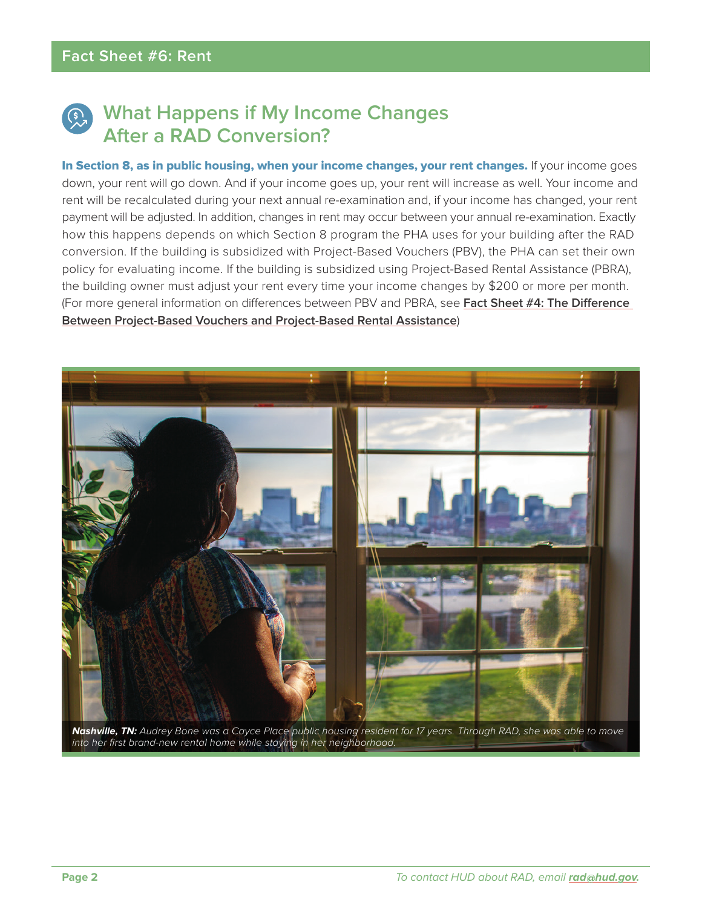## What Happens if My Income Changes After a RAD Conversion?

**In Section 8, as in public housing, when your income changes, your rent changes.** If your income goes down, your rent will go down. And if your income goes up, your rent will increase as well. Your income and rent will be recalculated during your next annual re-examination and, if your income has changed, your rent payment will be adjusted. In addition, changes in rent may occur between your annual re-examination. Exactly how this happens depends on which Section 8 program the PHA uses for your building after the RAD conversion. If the building is subsidized with Project-Based Vouchers (PBV), the PHA can set their own policy for evaluating income. If the building is subsidized using Project-Based Rental Assistance (PBRA), the building owner must adjust your rent every time your income changes by $200 or more per month. (For more general information on differences between PBV and PBRA, see **Fact Sheet #4: The Difference Between Project-Based Vouchers and Project-Based Rental Assistance**)

***Nashville, TN:*** *Audrey Bone was a Cayce Place public housing resident for 17 years. Through RAD, she was able to move into her first brand-new rental home while staying in her neighborhood.*

*To contact HUD about RAD, email **rad@hud.gov**.*